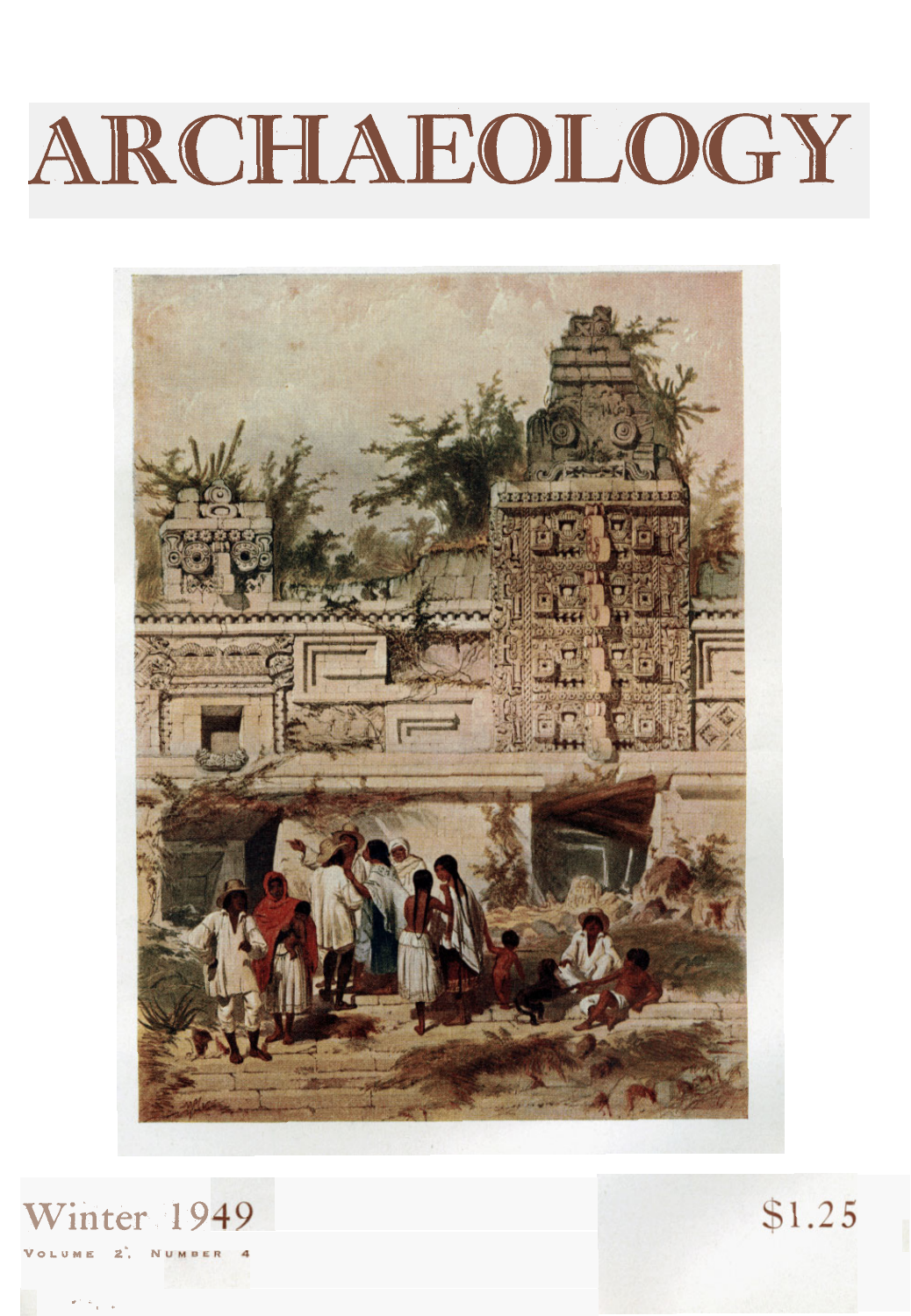# ARCHAEOLOGY

Winter 1949

VOLUME 2, NUMBER 4

$1.25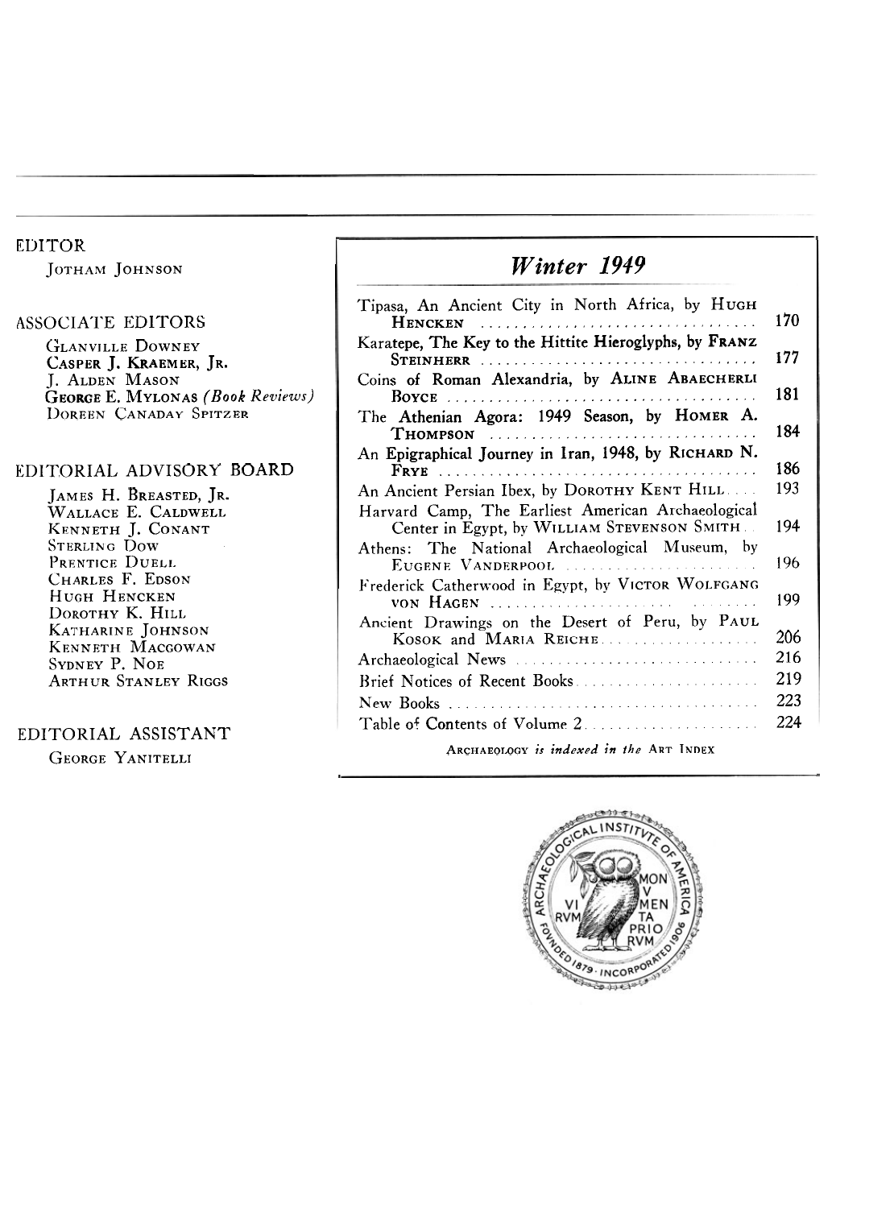EDITOR

Jotham Johnson

ASSOCIATE EDITORS

Glanville Downey
Casper J. Kraemer, Jr.
J. Alden Mason
George E. Mylonas (*Book Reviews*)
Doreen Canaday Spitzer

EDITORIAL ADVISORY BOARD

James H. Breasted, Jr.
Wallace E. Caldwell
Kenneth J. Conant
Sterling Dow
Prentice Duell
Charles F. Edson
Hugh Hencken
Dorothy K. Hill
Katharine Johnson
Kenneth Macgowan
Sydney P. Noe
Arthur Stanley Riggs

EDITORIAL ASSISTANT

George Yanitelli

## *Winter 1949*

| | |
|---|---|
| Tipasa, An Ancient City in North Africa, by Hugh Hencken | 170 |
| Karatepe, The Key to the Hittite Hieroglyphs, by Franz Steinherr | 177 |
| Coins of Roman Alexandria, by Aline Abaecherli Boyce | 181 |
| The Athenian Agora: 1949 Season, by Homer A. Thompson | 184 |
| An Epigraphical Journey in Iran, 1948, by Richard N. Frye | 186 |
| An Ancient Persian Ibex, by Dorothy Kent Hill | 193 |
| Harvard Camp, The Earliest American Archaeological Center in Egypt, by William Stevenson Smith | 194 |
| Athens: The National Archaeological Museum, by Eugene Vanderpool | 196 |
| Frederick Catherwood in Egypt, by Victor Wolfgang von Hagen | 199 |
| Ancient Drawings on the Desert of Peru, by Paul Kosok and Maria Reiche | 206 |
| Archaeological News | 216 |
| Brief Notices of Recent Books | 219 |
| New Books | 223 |
| Table of Contents of Volume 2 | 224 |

Archaeology *is indexed in the* Art Index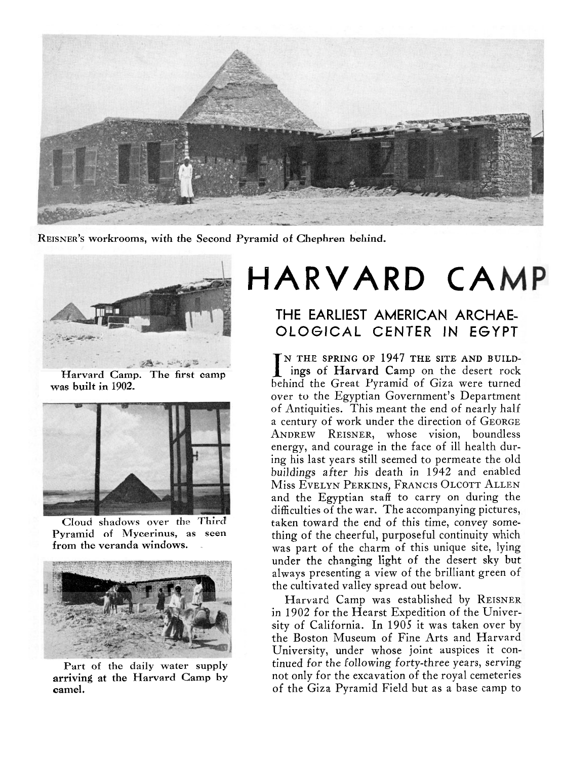REISNER'S workrooms, with the Second Pyramid of Chephren behind.

Harvard Camp. The first camp was built in 1902.

Cloud shadows over the Third Pyramid of Mycerinus, as seen from the veranda windows.

Part of the daily water supply arriving at the Harvard Camp by camel.

# HARVARD CAMP

## THE EARLIEST AMERICAN ARCHAEOLOGICAL CENTER IN EGYPT

IN THE SPRING OF 1947 THE SITE AND BUILDings of Harvard Camp on the desert rock behind the Great Pyramid of Giza were turned over to the Egyptian Government's Department of Antiquities. This meant the end of nearly half a century of work under the direction of GEORGE ANDREW REISNER, whose vision, boundless energy, and courage in the face of ill health during his last years still seemed to permeate the old buildings after his death in 1942 and enabled Miss EVELYN PERKINS, FRANCIS OLCOTT ALLEN and the Egyptian staff to carry on during the difficulties of the war. The accompanying pictures, taken toward the end of this time, convey something of the cheerful, purposeful continuity which was part of the charm of this unique site, lying under the changing light of the desert sky but always presenting a view of the brilliant green of the cultivated valley spread out below.

Harvard Camp was established by REISNER in 1902 for the Hearst Expedition of the University of California. In 1905 it was taken over by the Boston Museum of Fine Arts and Harvard University, under whose joint auspices it continued for the following forty-three years, serving not only for the excavation of the royal cemeteries of the Giza Pyramid Field but as a base camp to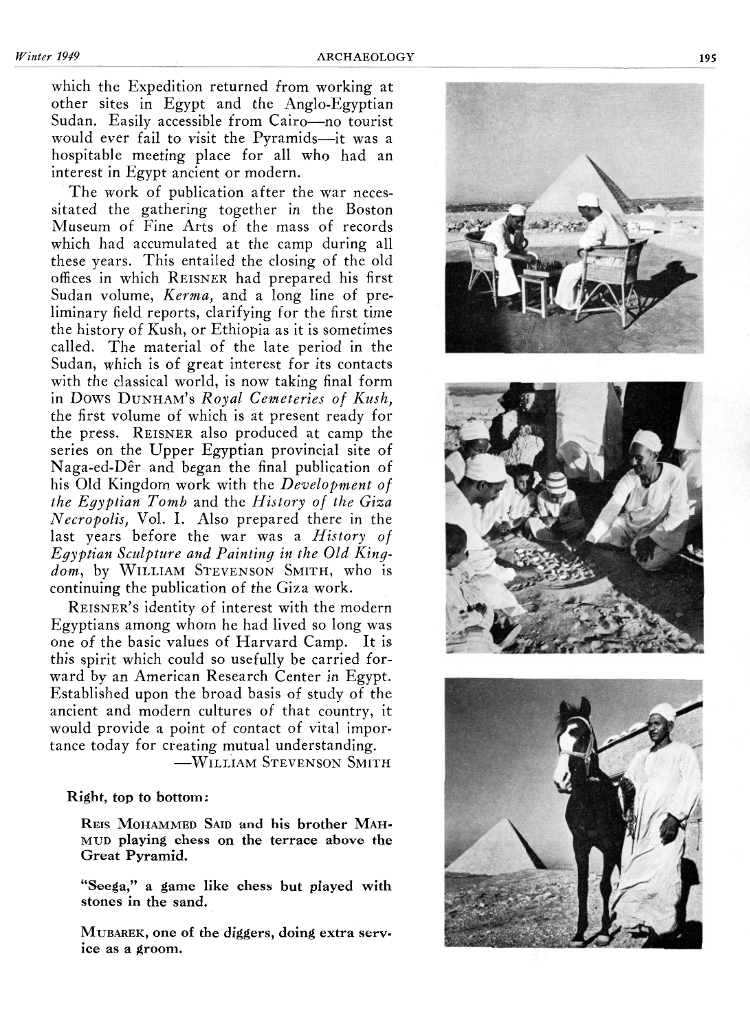which the Expedition returned from working at other sites in Egypt and the Anglo-Egyptian Sudan. Easily accessible from Cairo—no tourist would ever fail to visit the Pyramids—it was a hospitable meeting place for all who had an interest in Egypt ancient or modern.

The work of publication after the war necessitated the gathering together in the Boston Museum of Fine Arts of the mass of records which had accumulated at the camp during all these years. This entailed the closing of the old offices in which REISNER had prepared his first Sudan volume, *Kerma,* and a long line of preliminary field reports, clarifying for the first time the history of Kush, or Ethiopia as it is sometimes called. The material of the late period in the Sudan, which is of great interest for its contacts with the classical world, is now taking final form in DOWS DUNHAM'S *Royal Cemeteries of Kush,* the first volume of which is at present ready for the press. REISNER also produced at camp the series on the Upper Egyptian provincial site of Naga-ed-Dêr and began the final publication of his Old Kingdom work with the *Development of the Egyptian Tomb* and the *History of the Giza Necropolis,* Vol. I. Also prepared there in the last years before the war was a *History of Egyptian Sculpture and Painting in the Old Kingdom,* by WILLIAM STEVENSON SMITH, who is continuing the publication of the Giza work.

REISNER'S identity of interest with the modern Egyptians among whom he had lived so long was one of the basic values of Harvard Camp. It is this spirit which could so usefully be carried forward by an American Research Center in Egypt. Established upon the broad basis of study of the ancient and modern cultures of that country, it would provide a point of contact of vital importance today for creating mutual understanding.

—WILLIAM STEVENSON SMITH

**Right, top to bottom:**

**REIS MOHAMMED SAID and his brother MAHMUD playing chess on the terrace above the Great Pyramid.**

**"Seega," a game like chess but played with stones in the sand.**

**MUBAREK, one of the diggers, doing extra service as a groom.**